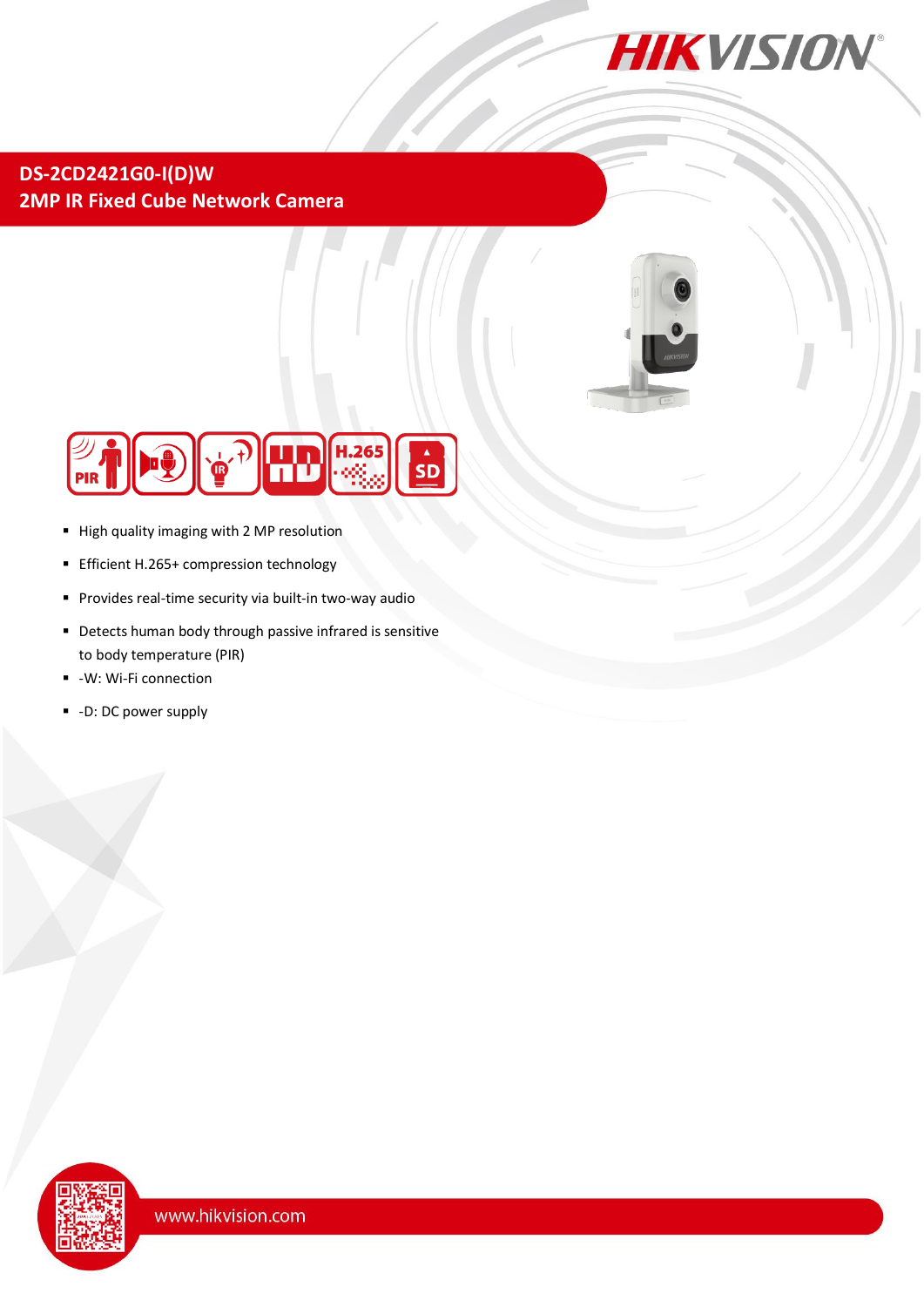# DS-2CD2421G0-I(D)W

## 2MP IR Fixed Cube Network Camera

- High quality imaging with 2 MP resolution
- Efficient H.265+ compression technology
- Provides real-time security via built-in two-way audio
- Detects human body through passive infrared is sensitive to body temperature (PIR)
- -W: Wi-Fi connection
- -D: DC power supply

www.hikvision.com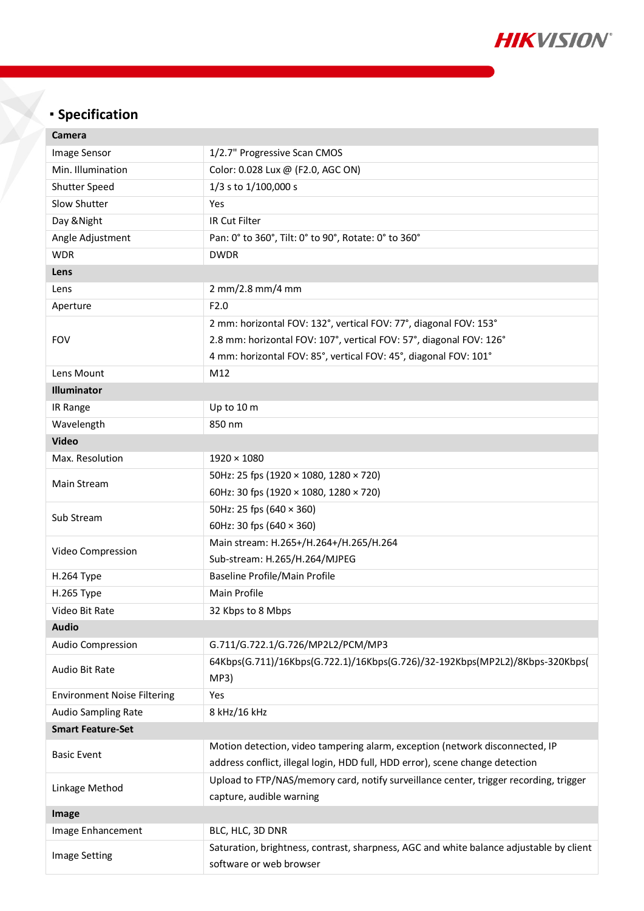## ▪ Specification

| Camera | |
|---|---|
| Image Sensor | 1/2.7" Progressive Scan CMOS |
| Min. Illumination | Color: 0.028 Lux @ (F2.0, AGC ON) |
| Shutter Speed | 1/3 s to 1/100,000 s |
| Slow Shutter | Yes |
| Day &Night | IR Cut Filter |
| Angle Adjustment | Pan: 0° to 360°, Tilt: 0° to 90°, Rotate: 0° to 360° |
| WDR | DWDR |
| **Lens** | |
| Lens | 2 mm/2.8 mm/4 mm |
| Aperture | F2.0 |
| FOV | 2 mm: horizontal FOV: 132°, vertical FOV: 77°, diagonal FOV: 153°<br>2.8 mm: horizontal FOV: 107°, vertical FOV: 57°, diagonal FOV: 126°<br>4 mm: horizontal FOV: 85°, vertical FOV: 45°, diagonal FOV: 101° |
| Lens Mount | M12 |
| **Illuminator** | |
| IR Range | Up to 10 m |
| Wavelength | 850 nm |
| **Video** | |
| Max. Resolution | 1920 × 1080 |
| Main Stream | 50Hz: 25 fps (1920 × 1080, 1280 × 720)<br>60Hz: 30 fps (1920 × 1080, 1280 × 720) |
| Sub Stream | 50Hz: 25 fps (640 × 360)<br>60Hz: 30 fps (640 × 360) |
| Video Compression | Main stream: H.265+/H.264+/H.265/H.264<br>Sub-stream: H.265/H.264/MJPEG |
| H.264 Type | Baseline Profile/Main Profile |
| H.265 Type | Main Profile |
| Video Bit Rate | 32 Kbps to 8 Mbps |
| **Audio** | |
| Audio Compression | G.711/G.722.1/G.726/MP2L2/PCM/MP3 |
| Audio Bit Rate | 64Kbps(G.711)/16Kbps(G.722.1)/16Kbps(G.726)/32-192Kbps(MP2L2)/8Kbps-320Kbps(MP3) |
| Environment Noise Filtering | Yes |
| Audio Sampling Rate | 8 kHz/16 kHz |
| **Smart Feature-Set** | |
| Basic Event | Motion detection, video tampering alarm, exception (network disconnected, IP address conflict, illegal login, HDD full, HDD error), scene change detection |
| Linkage Method | Upload to FTP/NAS/memory card, notify surveillance center, trigger recording, trigger capture, audible warning |
| **Image** | |
| Image Enhancement | BLC, HLC, 3D DNR |
| Image Setting | Saturation, brightness, contrast, sharpness, AGC and white balance adjustable by client software or web browser |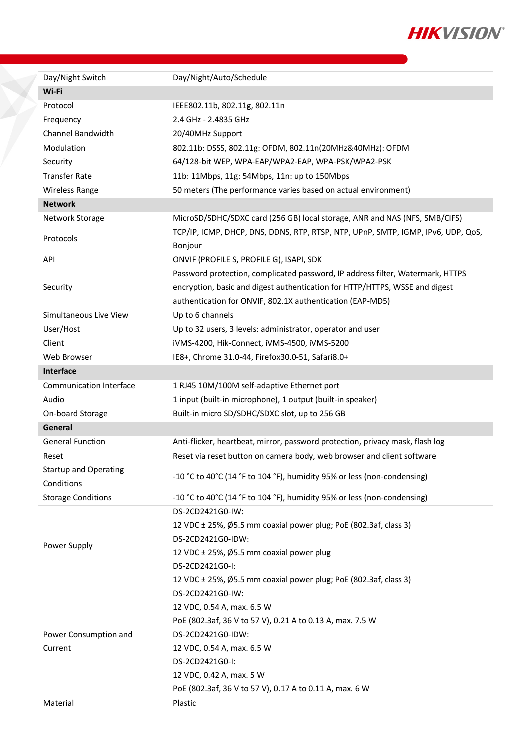| | |
|---|---|
| Day/Night Switch | Day/Night/Auto/Schedule |
| **Wi-Fi** | |
| Protocol | IEEE802.11b, 802.11g, 802.11n |
| Frequency | 2.4 GHz - 2.4835 GHz |
| Channel Bandwidth | 20/40MHz Support |
| Modulation | 802.11b: DSSS, 802.11g: OFDM, 802.11n(20MHz&40MHz): OFDM |
| Security | 64/128-bit WEP, WPA-EAP/WPA2-EAP, WPA-PSK/WPA2-PSK |
| Transfer Rate | 11b: 11Mbps, 11g: 54Mbps, 11n: up to 150Mbps |
| Wireless Range | 50 meters (The performance varies based on actual environment) |
| **Network** | |
| Network Storage | MicroSD/SDHC/SDXC card (256 GB) local storage, ANR and NAS (NFS, SMB/CIFS) |
| Protocols | TCP/IP, ICMP, DHCP, DNS, DDNS, RTP, RTSP, NTP, UPnP, SMTP, IGMP, IPv6, UDP, QoS, Bonjour |
| API | ONVIF (PROFILE S, PROFILE G), ISAPI, SDK |
| Security | Password protection, complicated password, IP address filter, Watermark, HTTPS encryption, basic and digest authentication for HTTP/HTTPS, WSSE and digest authentication for ONVIF, 802.1X authentication (EAP-MD5) |
| Simultaneous Live View | Up to 6 channels |
| User/Host | Up to 32 users, 3 levels: administrator, operator and user |
| Client | iVMS-4200, Hik-Connect, iVMS-4500, iVMS-5200 |
| Web Browser | IE8+, Chrome 31.0-44, Firefox30.0-51, Safari8.0+ |
| **Interface** | |
| Communication Interface | 1 RJ45 10M/100M self-adaptive Ethernet port |
| Audio | 1 input (built-in microphone), 1 output (built-in speaker) |
| On-board Storage | Built-in micro SD/SDHC/SDXC slot, up to 256 GB |
| **General** | |
| General Function | Anti-flicker, heartbeat, mirror, password protection, privacy mask, flash log |
| Reset | Reset via reset button on camera body, web browser and client software |
| Startup and Operating Conditions | -10 °C to 40°C (14 °F to 104 °F), humidity 95% or less (non-condensing) |
| Storage Conditions | -10 °C to 40°C (14 °F to 104 °F), humidity 95% or less (non-condensing) |
| Power Supply | DS-2CD2421G0-IW:<br>12 VDC ± 25%, Ø5.5 mm coaxial power plug; PoE (802.3af, class 3)<br>DS-2CD2421G0-IDW:<br>12 VDC ± 25%, Ø5.5 mm coaxial power plug<br>DS-2CD2421G0-I:<br>12 VDC ± 25%, Ø5.5 mm coaxial power plug; PoE (802.3af, class 3) |
| Power Consumption and Current | DS-2CD2421G0-IW:<br>12 VDC, 0.54 A, max. 6.5 W<br>PoE (802.3af, 36 V to 57 V), 0.21 A to 0.13 A, max. 7.5 W<br>DS-2CD2421G0-IDW:<br>12 VDC, 0.54 A, max. 6.5 W<br>DS-2CD2421G0-I:<br>12 VDC, 0.42 A, max. 5 W<br>PoE (802.3af, 36 V to 57 V), 0.17 A to 0.11 A, max. 6 W |
| Material | Plastic |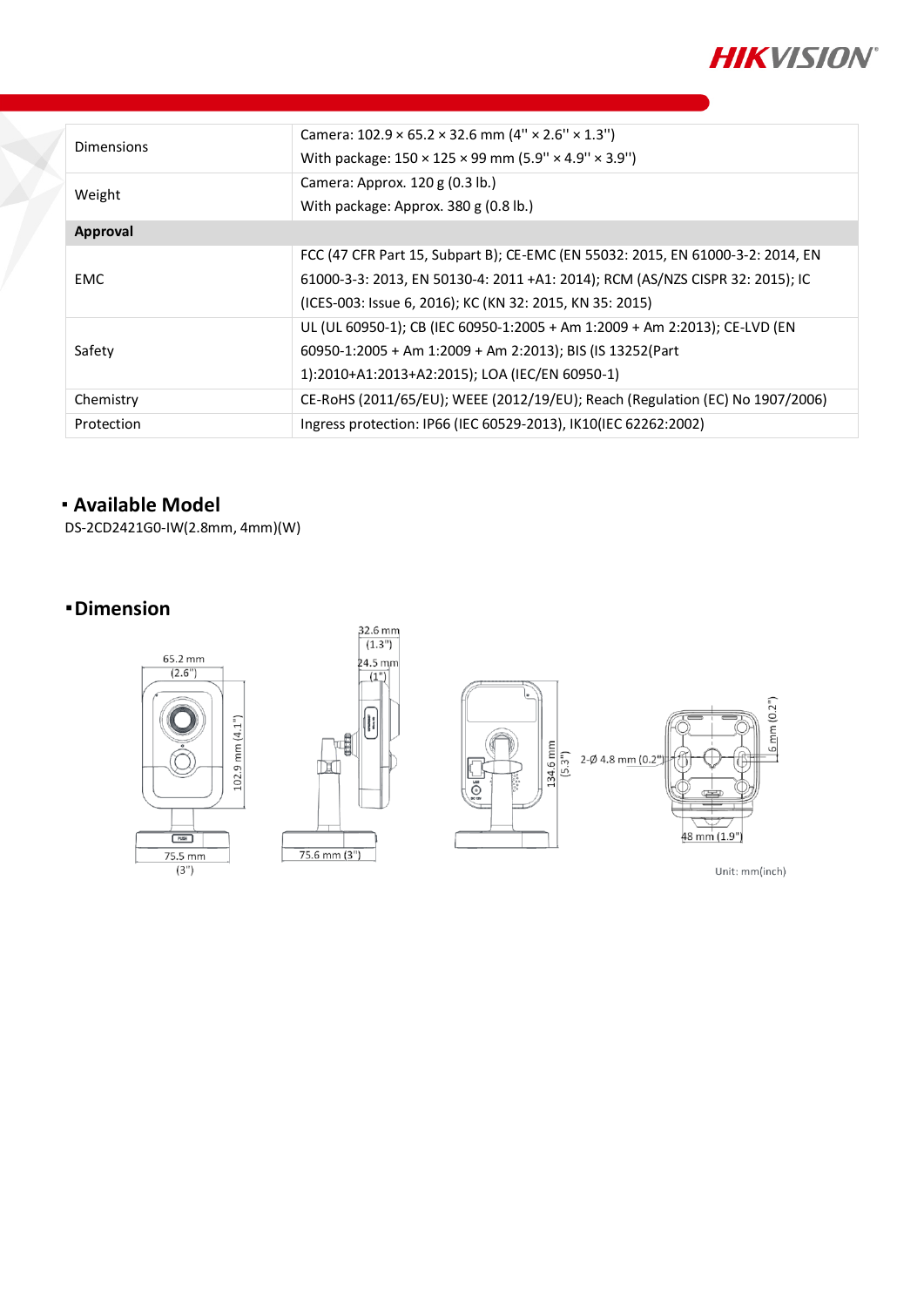| | |
|---|---|
| Dimensions | Camera: 102.9 × 65.2 × 32.6 mm (4" × 2.6" × 1.3")<br>With package: 150 × 125 × 99 mm (5.9" × 4.9" × 3.9") |
| Weight | Camera: Approx. 120 g (0.3 lb.)<br>With package: Approx. 380 g (0.8 lb.) |
| **Approval** | |
| EMC | FCC (47 CFR Part 15, Subpart B); CE-EMC (EN 55032: 2015, EN 61000-3-2: 2014, EN 61000-3-3: 2013, EN 50130-4: 2011 +A1: 2014); RCM (AS/NZS CISPR 32: 2015); IC (ICES-003: Issue 6, 2016); KC (KN 32: 2015, KN 35: 2015) |
| Safety | UL (UL 60950-1); CB (IEC 60950-1:2005 + Am 1:2009 + Am 2:2013); CE-LVD (EN 60950-1:2005 + Am 1:2009 + Am 2:2013); BIS (IS 13252(Part 1):2010+A1:2013+A2:2015); LOA (IEC/EN 60950-1) |
| Chemistry | CE-RoHS (2011/65/EU); WEEE (2012/19/EU); Reach (Regulation (EC) No 1907/2006) |
| Protection | Ingress protection: IP66 (IEC 60529-2013), IK10(IEC 62262:2002) |

## Available Model

DS-2CD2421G0-IW(2.8mm, 4mm)(W)

## Dimension

65.2 mm (2.6")
102.9 mm (4.1")
75.5 mm (3")
32.6 mm (1.3")
24.5 mm (1")
75.6 mm (3")
134.6 mm (5.3")
2-Ø 4.8 mm (0.2")
6 mm (0.2")
48 mm (1.9")

Unit: mm(inch)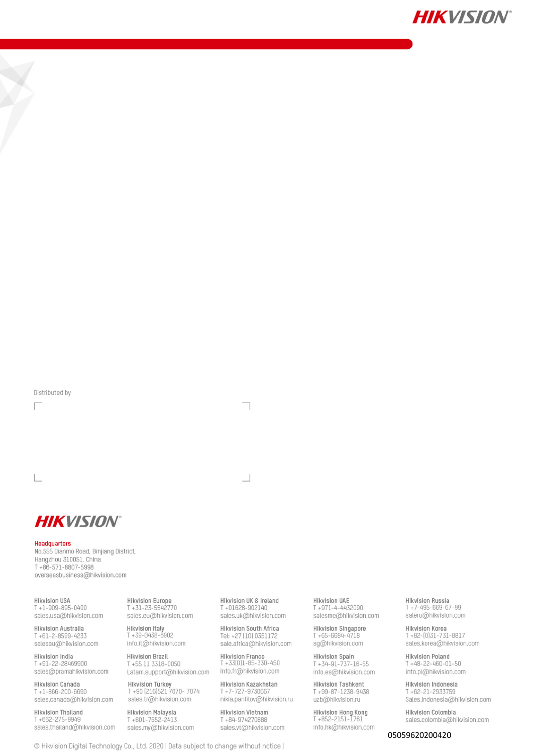Distributed by

**HIKVISION**

**Headquarters**
No.555 Qianmo Road, Binjiang District,
Hangzhou 310051, China
T +86-571-8807-5998
overseasbusiness@hikvision.com

**Hikvision USA**
T +1-909-895-0400
sales.usa@hikvision.com

**Hikvision Australia**
T +61-2-8599-4233
salesau@hikvision.com

**Hikvision India**
T +91-22-28469900
sales@pramahikvision.com

**Hikvision Canada**
T +1-866-200-6690
sales.canada@hikvision.com

**Hikvision Thailand**
T +662-275-9949
sales.thailand@hikvision.com

**Hikvision Europe**
T +31-23-5542770
sales.eu@hikvision.com

**Hikvision Italy**
T +39-0438-6902
info.it@hikvision.com

**Hikvision Brazil**
T +55 11 3318-0050
Latam.support@hikvision.com

**Hikvision Turkey**
T +90 (216)521 7070- 7074
sales.tr@hikvision.com

**Hikvision Malaysia**
T +601-7652-2413
sales.my@hikvision.com

**Hikvision UK & Ireland**
T +01628-902140
sales.uk@hikvision.com

**Hikvision South Africa**
Tel: +27 (10) 0351172
sale.africa@hikvision.com

**Hikvision France**
T +33(0)1-85-330-450
info.fr@hikvision.com

**Hikvision Kazakhstan**
T +7-727-9730667
nikia.panfilov@hikvision.ru

**Hikvision Vietnam**
T +84-974270888
sales.vt@hikvision.com

**Hikvision UAE**
T +971-4-4432090
salesme@hikvision.com

**Hikvision Singapore**
T +65-6684-4718
sg@hikvision.com

**Hikvision Spain**
T +34-91-737-16-55
info.es@hikvision.com

**Hikvision Tashkent**
T +99-87-1238-9438
uzb@hikvision.ru

**Hikvision Hong Kong**
T +852-2151-1761
info.hk@hikvision.com

**Hikvision Russia**
T +7-495-669-67-99
saleru@hikvision.com

**Hikvision Korea**
T +82-(0)31-731-8817
sales.korea@hikvision.com

**Hikvision Poland**
T +48-22-460-01-50
info.pl@hikvision.com

**Hikvision Indonesia**
T +62-21-2933759
Sales.Indonesia@hikvision.com

**Hikvision Colombia**
sales.colombia@hikvision.com

05059620200420

© Hikvision Digital Technology Co., Ltd. 2020 | Data subject to change without notice |